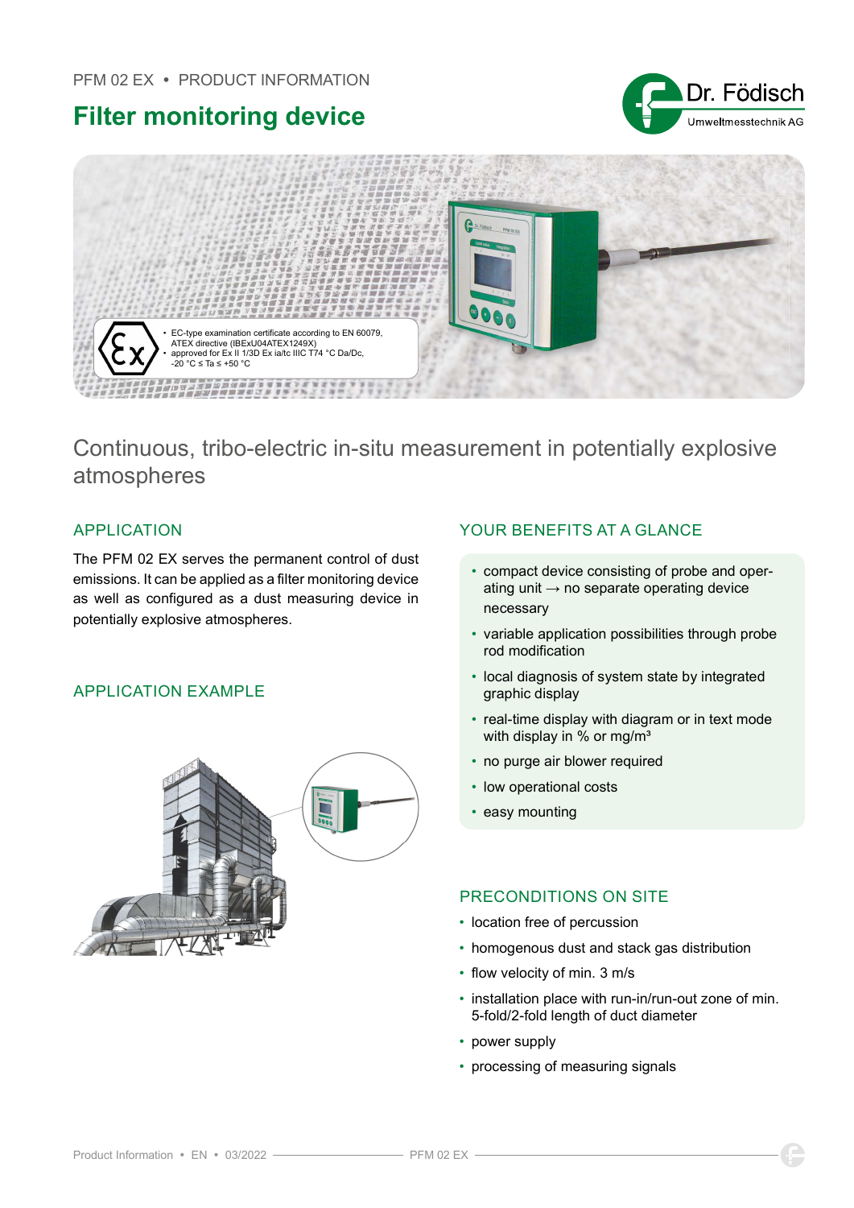PFM 02 EX • PRODUCT INFORMATION

# Filter monitoring device

- EC-type examination certificate according to EN 60079, ATEX directive (IBExU04ATEX1249X)
- approved for Ex II 1/3D Ex ia/tc IIIC T74 °C Da/Dc, -20 °C ≤ Ta ≤ +50 °C

## Continuous, tribo-electric in-situ measurement in potentially explosive atmospheres

### APPLICATION

The PFM 02 EX serves the permanent control of dust emissions. It can be applied as a filter monitoring device as well as configured as a dust measuring device in potentially explosive atmospheres.

### APPLICATION EXAMPLE

### YOUR BENEFITS AT A GLANCE

- compact device consisting of probe and operating unit → no separate operating device necessary
- variable application possibilities through probe rod modification
- local diagnosis of system state by integrated graphic display
- real-time display with diagram or in text mode with display in % or mg/m³
- no purge air blower required
- low operational costs
- easy mounting

### PRECONDITIONS ON SITE

- location free of percussion
- homogenous dust and stack gas distribution
- flow velocity of min. 3 m/s
- installation place with run-in/run-out zone of min. 5-fold/2-fold length of duct diameter
- power supply
- processing of measuring signals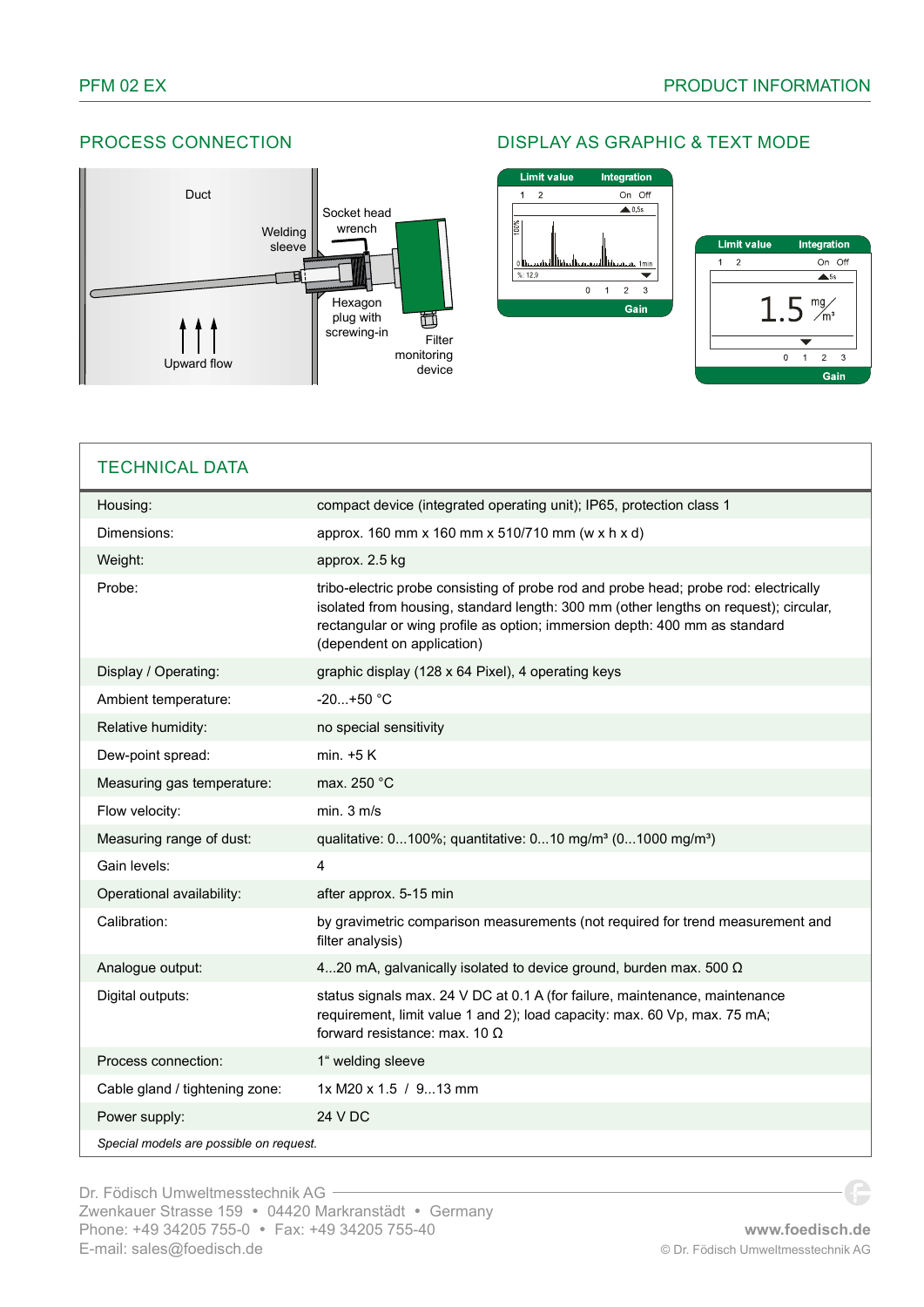## PROCESS CONNECTION

Duct

Welding sleeve

Socket head wrench

Hexagon plug with screwing-in

Filter monitoring device

Upward flow

## DISPLAY AS GRAPHIC & TEXT MODE

Limit value Integration

1 2 On Off

0,5s

100%

0

1min

%: 12.9

0 1 2 3

Gain

Limit value Integration

1 2 On Off

5s

1.5 mg/m³

0 1 2 3

Gain

## TECHNICAL DATA

| | |
|---|---|
| Housing: | compact device (integrated operating unit); IP65, protection class 1 |
| Dimensions: | approx. 160 mm x 160 mm x 510/710 mm (w x h x d) |
| Weight: | approx. 2.5 kg |
| Probe: | tribo-electric probe consisting of probe rod and probe head; probe rod: electrically isolated from housing, standard length: 300 mm (other lengths on request); circular, rectangular or wing profile as option; immersion depth: 400 mm as standard (dependent on application) |
| Display / Operating: | graphic display (128 x 64 Pixel), 4 operating keys |
| Ambient temperature: | -20...+50 °C |
| Relative humidity: | no special sensitivity |
| Dew-point spread: | min. +5 K |
| Measuring gas temperature: | max. 250 °C |
| Flow velocity: | min. 3 m/s |
| Measuring range of dust: | qualitative: 0...100%; quantitative: 0...10 mg/m³ (0...1000 mg/m³) |
| Gain levels: | 4 |
| Operational availability: | after approx. 5-15 min |
| Calibration: | by gravimetric comparison measurements (not required for trend measurement and filter analysis) |
| Analogue output: | 4...20 mA, galvanically isolated to device ground, burden max. 500 Ω |
| Digital outputs: | status signals max. 24 V DC at 0.1 A (for failure, maintenance, maintenance requirement, limit value 1 and 2); load capacity: max. 60 Vp, max. 75 mA; forward resistance: max. 10 Ω |
| Process connection: | 1“ welding sleeve |
| Cable gland / tightening zone: | 1x M20 x 1.5 / 9...13 mm |
| Power supply: | 24 V DC |

*Special models are possible on request.*

Dr. Födisch Umweltmesstechnik AG
Zwenkauer Strasse 159 • 04420 Markranstädt • Germany
Phone: +49 34205 755-0 • Fax: +49 34205 755-40
E-mail: sales@foedisch.de

www.foedisch.de
© Dr. Födisch Umweltmesstechnik AG